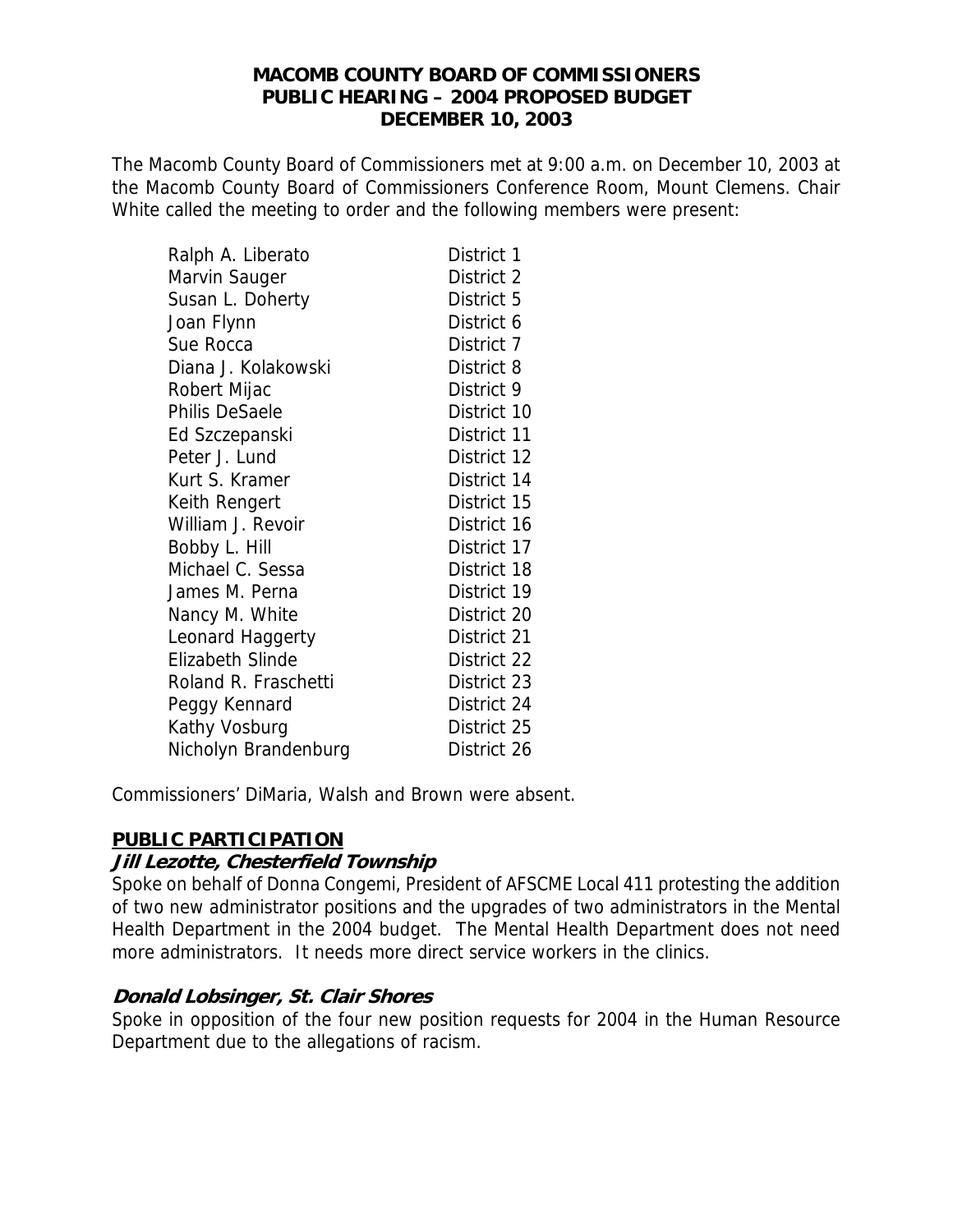# MACOMB COUNTY BOARD OF COMMISSIONERS
## PUBLIC HEARING – 2004 PROPOSED BUDGET
## DECEMBER 10, 2003

The Macomb County Board of Commissioners met at 9:00 a.m. on December 10, 2003 at the Macomb County Board of Commissioners Conference Room, Mount Clemens. Chair White called the meeting to order and the following members were present:

| | |
|---|---|
| Ralph A. Liberato | District 1 |
| Marvin Sauger | District 2 |
| Susan L. Doherty | District 5 |
| Joan Flynn | District 6 |
| Sue Rocca | District 7 |
| Diana J. Kolakowski | District 8 |
| Robert Mijac | District 9 |
| Philis DeSaele | District 10 |
| Ed Szczepanski | District 11 |
| Peter J. Lund | District 12 |
| Kurt S. Kramer | District 14 |
| Keith Rengert | District 15 |
| William J. Revoir | District 16 |
| Bobby L. Hill | District 17 |
| Michael C. Sessa | District 18 |
| James M. Perna | District 19 |
| Nancy M. White | District 20 |
| Leonard Haggerty | District 21 |
| Elizabeth Slinde | District 22 |
| Roland R. Fraschetti | District 23 |
| Peggy Kennard | District 24 |
| Kathy Vosburg | District 25 |
| Nicholyn Brandenburg | District 26 |

Commissioners' DiMaria, Walsh and Brown were absent.

**PUBLIC PARTICIPATION**

***Jill Lezotte, Chesterfield Township***

Spoke on behalf of Donna Congemi, President of AFSCME Local 411 protesting the addition of two new administrator positions and the upgrades of two administrators in the Mental Health Department in the 2004 budget. The Mental Health Department does not need more administrators. It needs more direct service workers in the clinics.

***Donald Lobsinger, St. Clair Shores***

Spoke in opposition of the four new position requests for 2004 in the Human Resource Department due to the allegations of racism.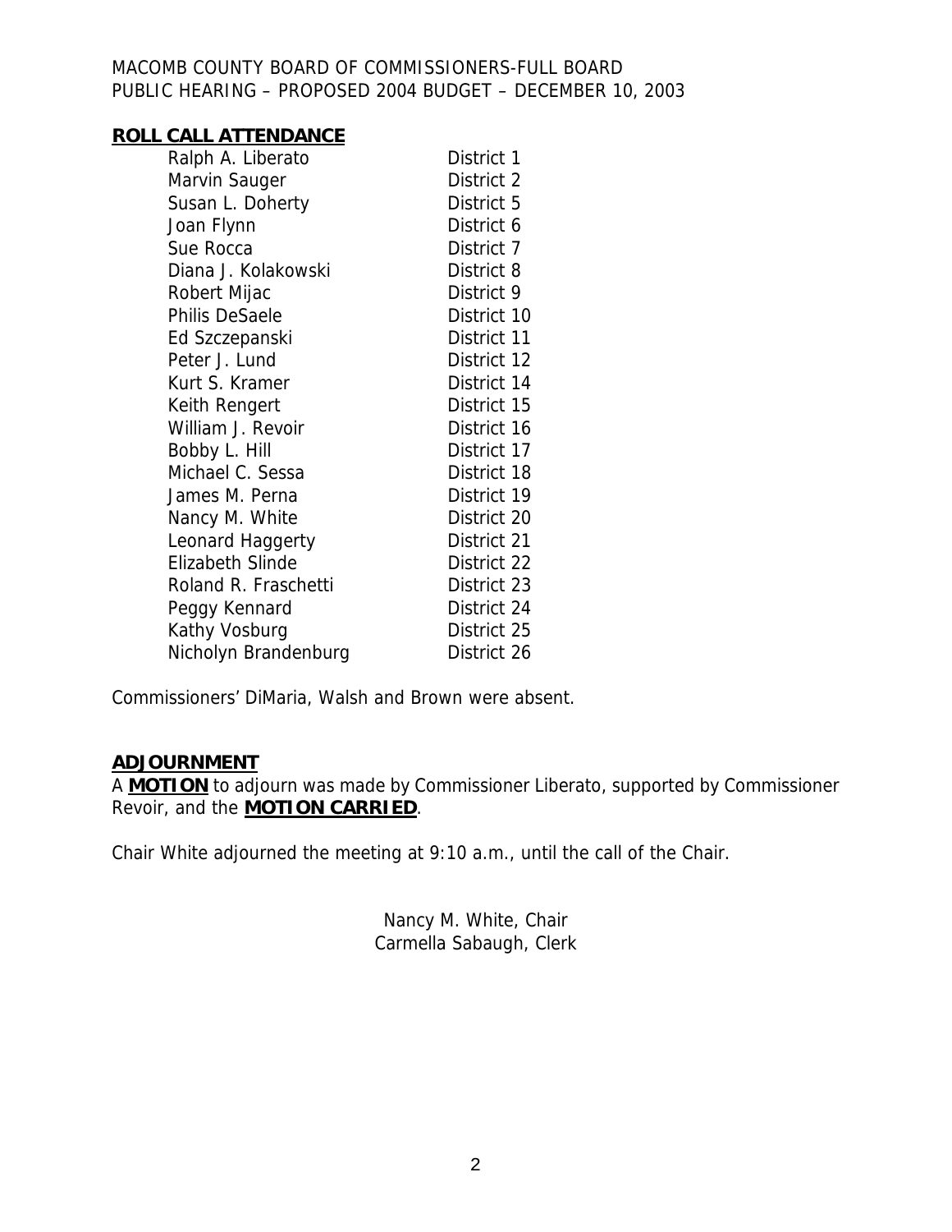MACOMB COUNTY BOARD OF COMMISSIONERS-FULL BOARD
PUBLIC HEARING – PROPOSED 2004 BUDGET – DECEMBER 10, 2003

## ROLL CALL ATTENDANCE

| | |
|---|---|
| Ralph A. Liberato | District 1 |
| Marvin Sauger | District 2 |
| Susan L. Doherty | District 5 |
| Joan Flynn | District 6 |
| Sue Rocca | District 7 |
| Diana J. Kolakowski | District 8 |
| Robert Mijac | District 9 |
| Philis DeSaele | District 10 |
| Ed Szczepanski | District 11 |
| Peter J. Lund | District 12 |
| Kurt S. Kramer | District 14 |
| Keith Rengert | District 15 |
| William J. Revoir | District 16 |
| Bobby L. Hill | District 17 |
| Michael C. Sessa | District 18 |
| James M. Perna | District 19 |
| Nancy M. White | District 20 |
| Leonard Haggerty | District 21 |
| Elizabeth Slinde | District 22 |
| Roland R. Fraschetti | District 23 |
| Peggy Kennard | District 24 |
| Kathy Vosburg | District 25 |
| Nicholyn Brandenburg | District 26 |

Commissioners' DiMaria, Walsh and Brown were absent.

## ADJOURNMENT

A **MOTION** to adjourn was made by Commissioner Liberato, supported by Commissioner Revoir, and the **MOTION CARRIED**.

Chair White adjourned the meeting at 9:10 a.m., until the call of the Chair.

Nancy M. White, Chair
Carmella Sabaugh, Clerk